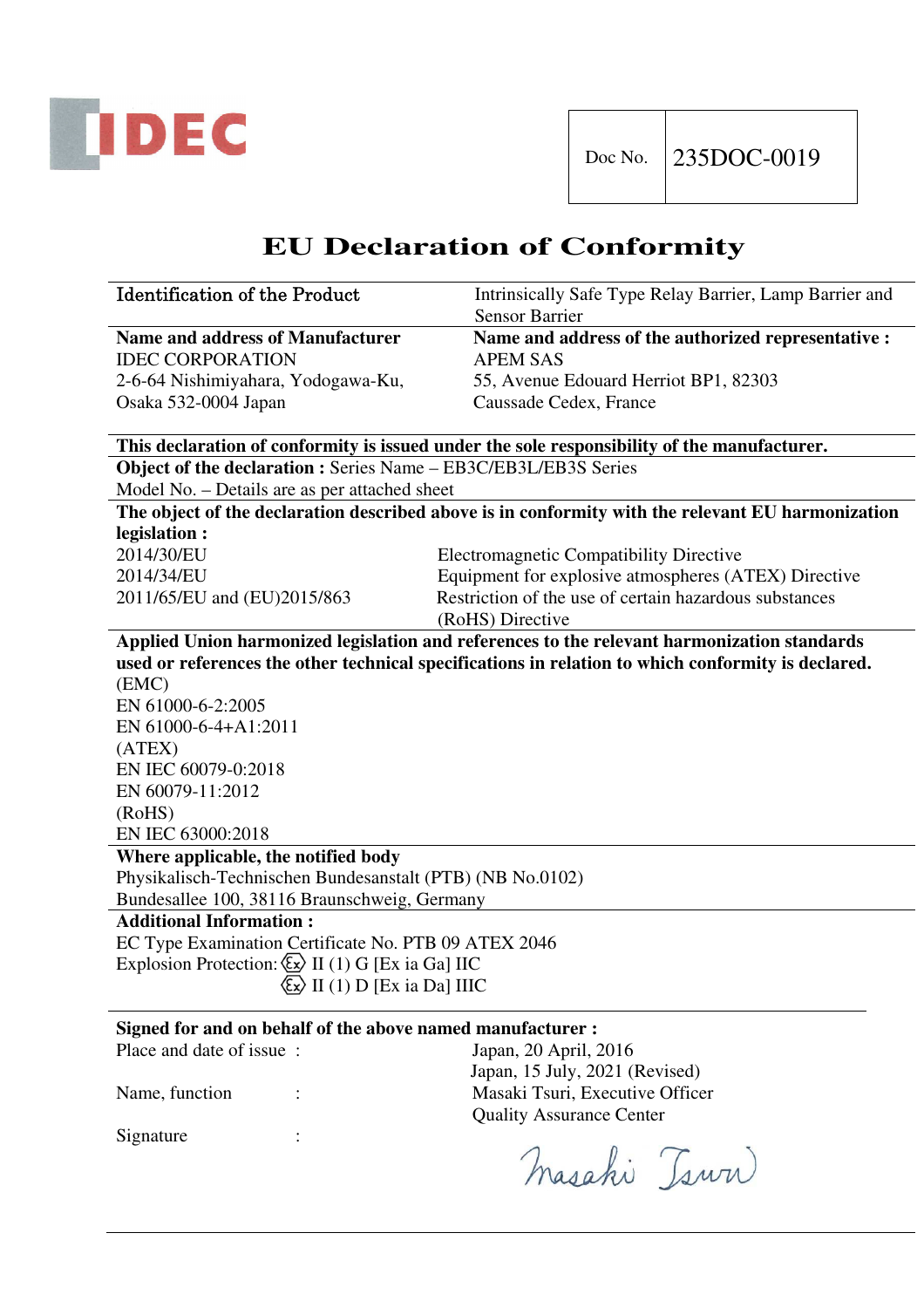IDEC

| Doc No. | 235DOC-0019 |
| --- | --- |

# EU Declaration of Conformity

| Identification of the Product | Intrinsically Safe Type Relay Barrier, Lamp Barrier and Sensor Barrier |
| --- | --- |
| **Name and address of Manufacturer**<br>IDEC CORPORATION<br>2-6-64 Nishimiyahara, Yodogawa-Ku,<br>Osaka 532-0004 Japan | **Name and address of the authorized representative :**<br>APEM SAS<br>55, Avenue Edouard Herriot BP1, 82303<br>Caussade Cedex, France |

**This declaration of conformity is issued under the sole responsibility of the manufacturer.**

**Object of the declaration :** Series Name – EB3C/EB3L/EB3S Series
Model No. – Details are as per attached sheet

**The object of the declaration described above is in conformity with the relevant EU harmonization legislation :**

| | |
| --- | --- |
| 2014/30/EU | Electromagnetic Compatibility Directive |
| 2014/34/EU | Equipment for explosive atmospheres (ATEX) Directive |
| 2011/65/EU and (EU)2015/863 | Restriction of the use of certain hazardous substances (RoHS) Directive |

**Applied Union harmonized legislation and references to the relevant harmonization standards used or references the other technical specifications in relation to which conformity is declared.**

(EMC)
EN 61000-6-2:2005
EN 61000-6-4+A1:2011
(ATEX)
EN IEC 60079-0:2018
EN 60079-11:2012
(RoHS)
EN IEC 63000:2018

**Where applicable, the notified body**
Physikalisch-Technischen Bundesanstalt (PTB) (NB No.0102)
Bundesallee 100, 38116 Braunschweig, Germany

**Additional Information :**
EC Type Examination Certificate No. PTB 09 ATEX 2046
Explosion Protection: Ex II (1) G [Ex ia Ga] IIC
Ex II (1) D [Ex ia Da] IIIC

**Signed for and on behalf of the above named manufacturer :**

| | | |
| --- | --- | --- |
| Place and date of issue | : | Japan, 20 April, 2016<br>Japan, 15 July, 2021 (Revised) |
| Name, function | : | Masaki Tsuri, Executive Officer<br>Quality Assurance Center |
| Signature | : | Masaki Tsuri |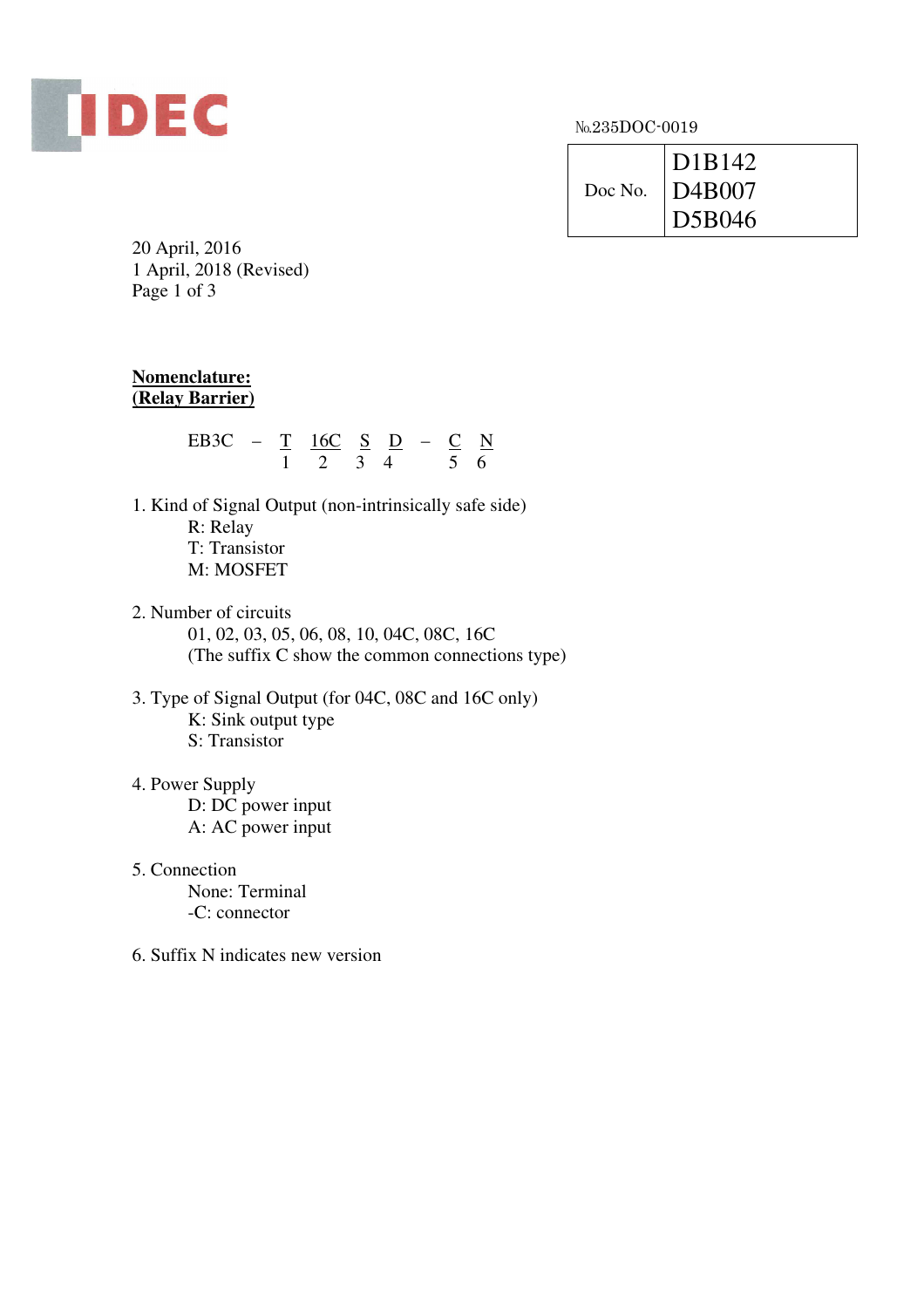IDEC

№235DOC-0019

| Doc No. | D1B142<br>D4B007<br>D5B046 |
|---|---|

20 April, 2016
1 April, 2018 (Revised)

**Nomenclature:**
**(Relay Barrier)**

EB3C – T 16C S D – C N
(1: T, 2: 16C, 3: S, 4: D, 5: C, 6: N)

1. Kind of Signal Output (non-intrinsically safe side)
   - R: Relay
   - T: Transistor
   - M: MOSFET

2. Number of circuits
   - 01, 02, 03, 05, 06, 08, 10, 04C, 08C, 16C
   - (The suffix C show the common connections type)

3. Type of Signal Output (for 04C, 08C and 16C only)
   - K: Sink output type
   - S: Transistor

4. Power Supply
   - D: DC power input
   - A: AC power input

5. Connection
   - None: Terminal
   - -C: connector

6. Suffix N indicates new version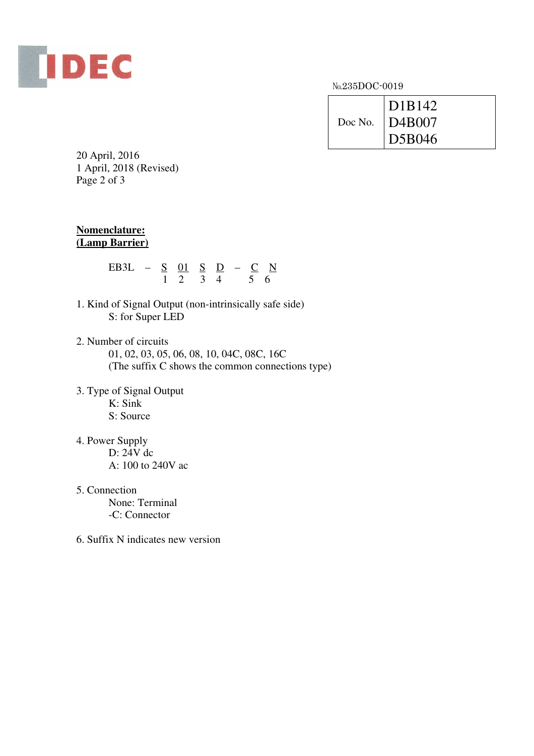IDEC

№235DOC-0019

| Doc No. | D1B142<br>D4B007<br>D5B046 |
|---|---|

20 April, 2016
1 April, 2018 (Revised)

**Nomenclature:**
**(Lamp Barrier)**

```
EB3L  –  S  01  S  D  –  C  N
         1   2  3  4     5  6
```

1. Kind of Signal Output (non-intrinsically safe side)
   S: for Super LED

2. Number of circuits
   01, 02, 03, 05, 06, 08, 10, 04C, 08C, 16C
   (The suffix C shows the common connections type)

3. Type of Signal Output
   K: Sink
   S: Source

4. Power Supply
   D: 24V dc
   A: 100 to 240V ac

5. Connection
   None: Terminal
   -C: Connector

6. Suffix N indicates new version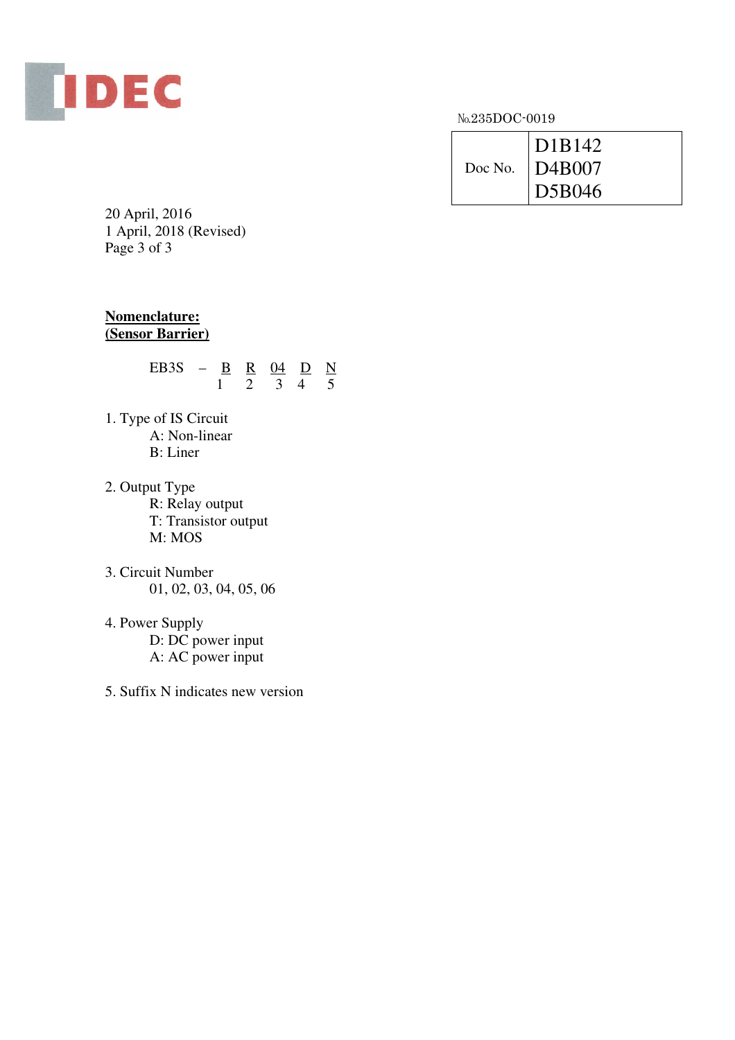IDEC

№235DOC-0019

| | |
|---|---|
| Doc No. | D1B142<br>D4B007<br>D5B046 |

20 April, 2016
1 April, 2018 (Revised)

**Nomenclature:**
**(Sensor Barrier)**

EB3S – B R 04 D N
1 2 3 4 5

1. Type of IS Circuit
   - A: Non-linear
   - B: Liner

2. Output Type
   - R: Relay output
   - T: Transistor output
   - M: MOS

3. Circuit Number
   - 01, 02, 03, 04, 05, 06

4. Power Supply
   - D: DC power input
   - A: AC power input

5. Suffix N indicates new version